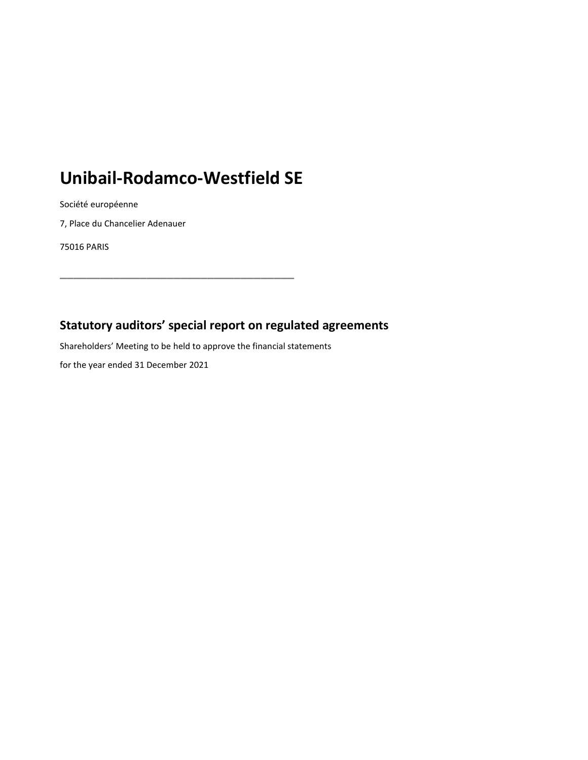# Unibail-Rodamco-Westfield SE

Société européenne

7, Place du Chancelier Adenauer

75016 PARIS

---

## Statutory auditors' special report on regulated agreements

Shareholders' Meeting to be held to approve the financial statements

for the year ended 31 December 2021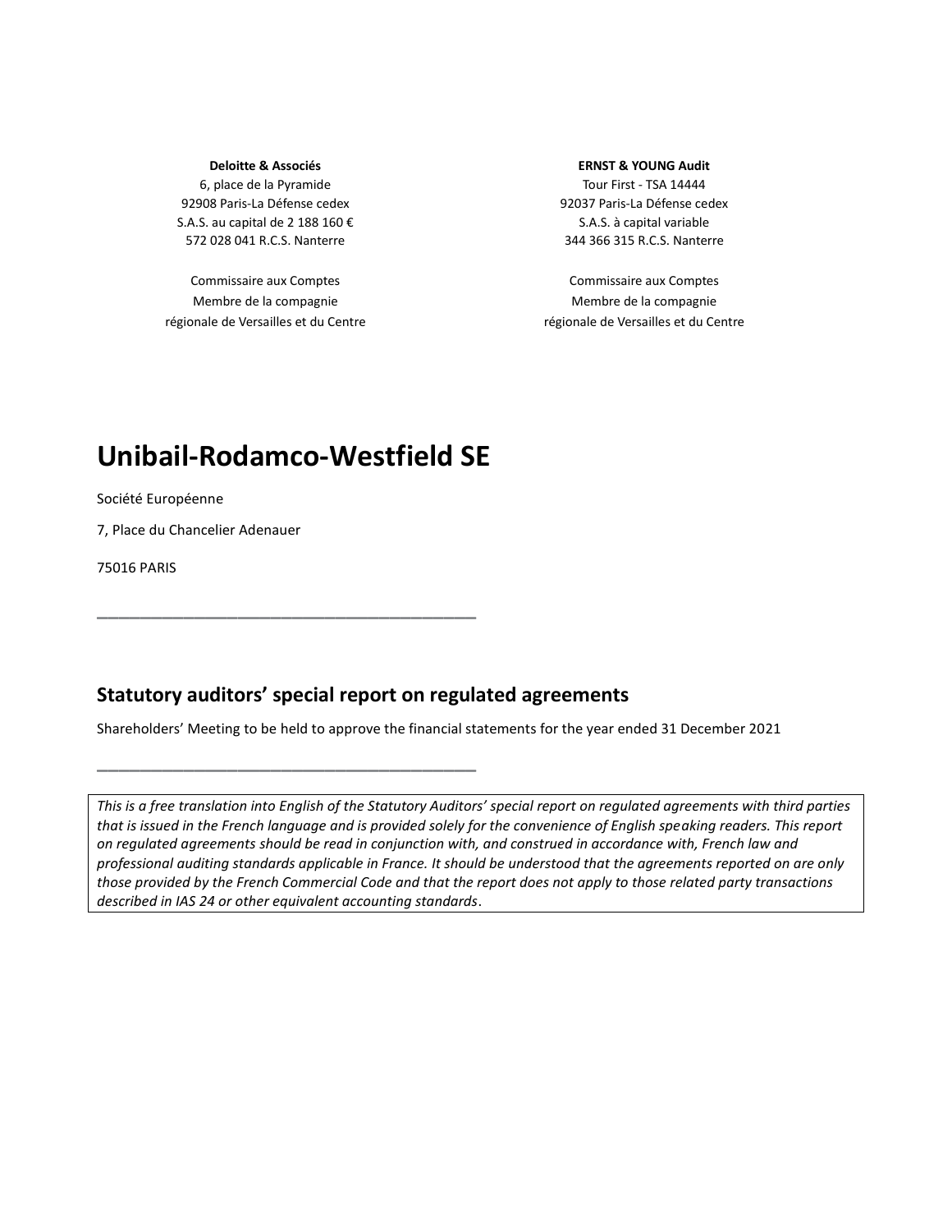**Deloitte & Associés**
6, place de la Pyramide
92908 Paris-La Défense cedex
S.A.S. au capital de 2 188 160 €
572 028 041 R.C.S. Nanterre

Commissaire aux Comptes
Membre de la compagnie
régionale de Versailles et du Centre

**ERNST & YOUNG Audit**
Tour First - TSA 14444
92037 Paris-La Défense cedex
S.A.S. à capital variable
344 366 315 R.C.S. Nanterre

Commissaire aux Comptes
Membre de la compagnie
régionale de Versailles et du Centre

# Unibail-Rodamco-Westfield SE

Société Européenne

7, Place du Chancelier Adenauer

75016 PARIS

---

## Statutory auditors' special report on regulated agreements

Shareholders' Meeting to be held to approve the financial statements for the year ended 31 December 2021

---

*This is a free translation into English of the Statutory Auditors' special report on regulated agreements with third parties that is issued in the French language and is provided solely for the convenience of English speaking readers. This report on regulated agreements should be read in conjunction with, and construed in accordance with, French law and professional auditing standards applicable in France. It should be understood that the agreements reported on are only those provided by the French Commercial Code and that the report does not apply to those related party transactions described in IAS 24 or other equivalent accounting standards.*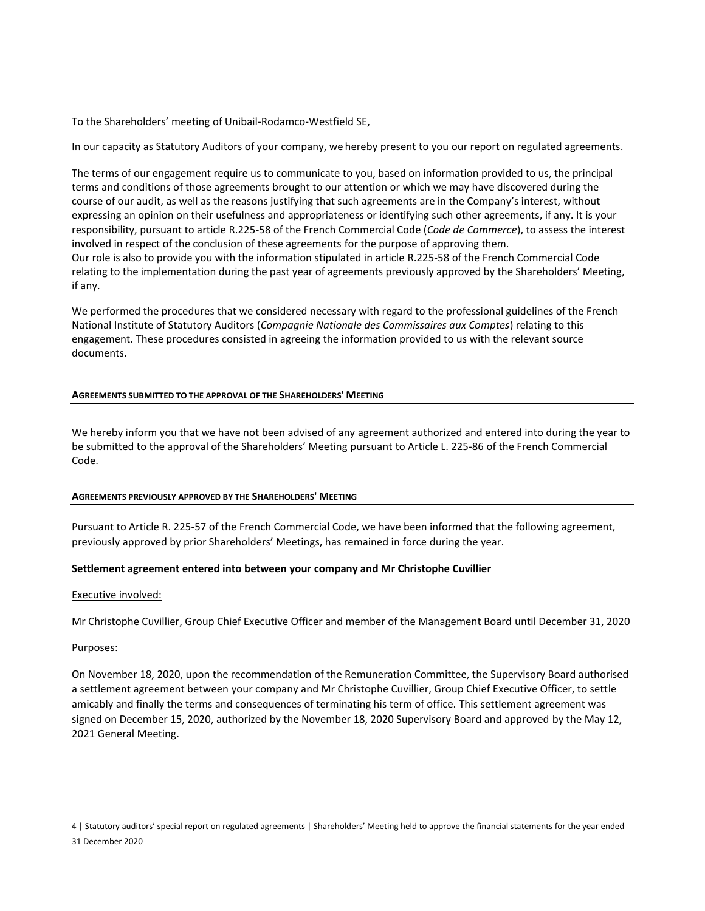To the Shareholders' meeting of Unibail-Rodamco-Westfield SE,

In our capacity as Statutory Auditors of your company, we hereby present to you our report on regulated agreements.

The terms of our engagement require us to communicate to you, based on information provided to us, the principal terms and conditions of those agreements brought to our attention or which we may have discovered during the course of our audit, as well as the reasons justifying that such agreements are in the Company's interest, without expressing an opinion on their usefulness and appropriateness or identifying such other agreements, if any. It is your responsibility, pursuant to article R.225-58 of the French Commercial Code (*Code de Commerce*), to assess the interest involved in respect of the conclusion of these agreements for the purpose of approving them.
Our role is also to provide you with the information stipulated in article R.225-58 of the French Commercial Code relating to the implementation during the past year of agreements previously approved by the Shareholders' Meeting, if any.

We performed the procedures that we considered necessary with regard to the professional guidelines of the French National Institute of Statutory Auditors (*Compagnie Nationale des Commissaires aux Comptes*) relating to this engagement. These procedures consisted in agreeing the information provided to us with the relevant source documents.

## AGREEMENTS SUBMITTED TO THE APPROVAL OF THE SHAREHOLDERS' MEETING

We hereby inform you that we have not been advised of any agreement authorized and entered into during the year to be submitted to the approval of the Shareholders' Meeting pursuant to Article L. 225-86 of the French Commercial Code.

## AGREEMENTS PREVIOUSLY APPROVED BY THE SHAREHOLDERS' MEETING

Pursuant to Article R. 225-57 of the French Commercial Code, we have been informed that the following agreement, previously approved by prior Shareholders' Meetings, has remained in force during the year.

**Settlement agreement entered into between your company and Mr Christophe Cuvillier**

Executive involved:

Mr Christophe Cuvillier, Group Chief Executive Officer and member of the Management Board until December 31, 2020

Purposes:

On November 18, 2020, upon the recommendation of the Remuneration Committee, the Supervisory Board authorised a settlement agreement between your company and Mr Christophe Cuvillier, Group Chief Executive Officer, to settle amicably and finally the terms and consequences of terminating his term of office. This settlement agreement was signed on December 15, 2020, authorized by the November 18, 2020 Supervisory Board and approved by the May 12, 2021 General Meeting.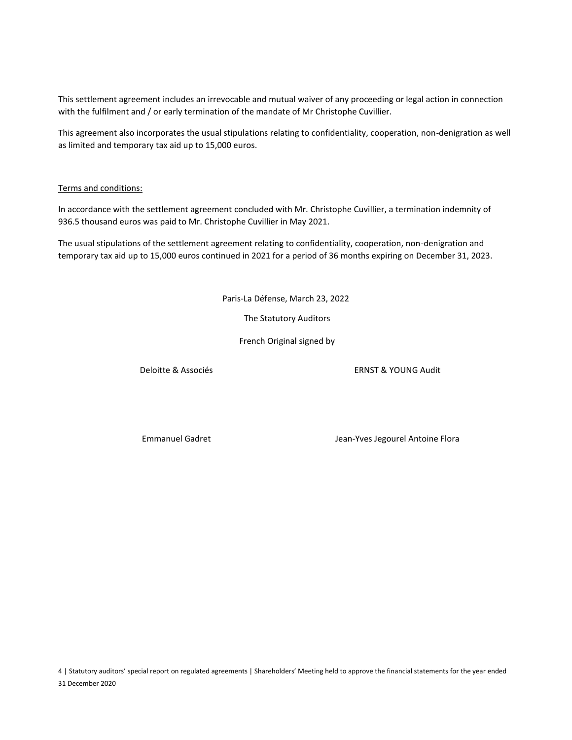This settlement agreement includes an irrevocable and mutual waiver of any proceeding or legal action in connection with the fulfilment and / or early termination of the mandate of Mr Christophe Cuvillier.

This agreement also incorporates the usual stipulations relating to confidentiality, cooperation, non-denigration as well as limited and temporary tax aid up to 15,000 euros.

Terms and conditions:

In accordance with the settlement agreement concluded with Mr. Christophe Cuvillier, a termination indemnity of 936.5 thousand euros was paid to Mr. Christophe Cuvillier in May 2021.

The usual stipulations of the settlement agreement relating to confidentiality, cooperation, non-denigration and temporary tax aid up to 15,000 euros continued in 2021 for a period of 36 months expiring on December 31, 2023.

Paris-La Défense, March 23, 2022

The Statutory Auditors

French Original signed by

Deloitte & Associés

Emmanuel Gadret

ERNST & YOUNG Audit

Jean-Yves Jegourel Antoine Flora